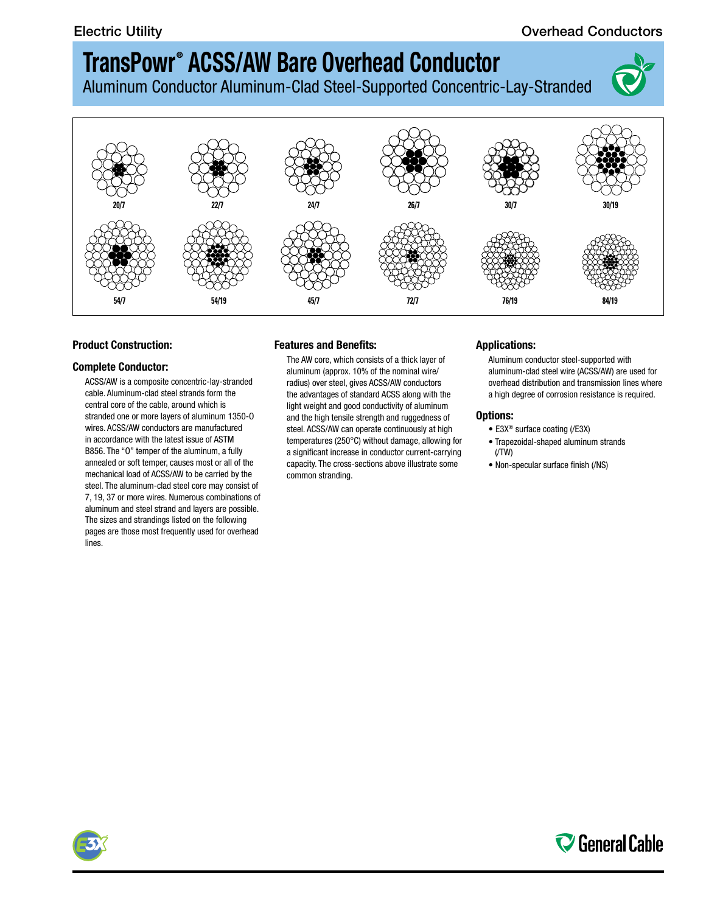# TransPowr® ACSS/AW Bare Overhead Conductor

Aluminum Conductor Aluminum-Clad Steel-Supported Concentric-Lay-Stranded

20/7 22/7 24/7 26/7 30/7 30/19

54/7 54/19 45/7 72/7 76/19 84/19

## Product Construction:

### Complete Conductor:

ACSS/AW is a composite concentric-lay-stranded cable. Aluminum-clad steel strands form the central core of the cable, around which is stranded one or more layers of aluminum 1350-O wires. ACSS/AW conductors are manufactured in accordance with the latest issue of ASTM B856. The "O" temper of the aluminum, a fully annealed or soft temper, causes most or all of the mechanical load of ACSS/AW to be carried by the steel. The aluminum-clad steel core may consist of 7, 19, 37 or more wires. Numerous combinations of aluminum and steel strand and layers are possible. The sizes and strandings listed on the following pages are those most frequently used for overhead lines.

## Features and Benefits:

The AW core, which consists of a thick layer of aluminum (approx. 10% of the nominal wire/radius) over steel, gives ACSS/AW conductors the advantages of standard ACSS along with the light weight and good conductivity of aluminum and the high tensile strength and ruggedness of steel. ACSS/AW can operate continuously at high temperatures (250°C) without damage, allowing for a significant increase in conductor current-carrying capacity. The cross-sections above illustrate some common stranding.

## Applications:

Aluminum conductor steel-supported with aluminum-clad steel wire (ACSS/AW) are used for overhead distribution and transmission lines where a high degree of corrosion resistance is required.

## Options:

- E3X® surface coating (/E3X)
- Trapezoidal-shaped aluminum strands (/TW)
- Non-specular surface finish (/NS)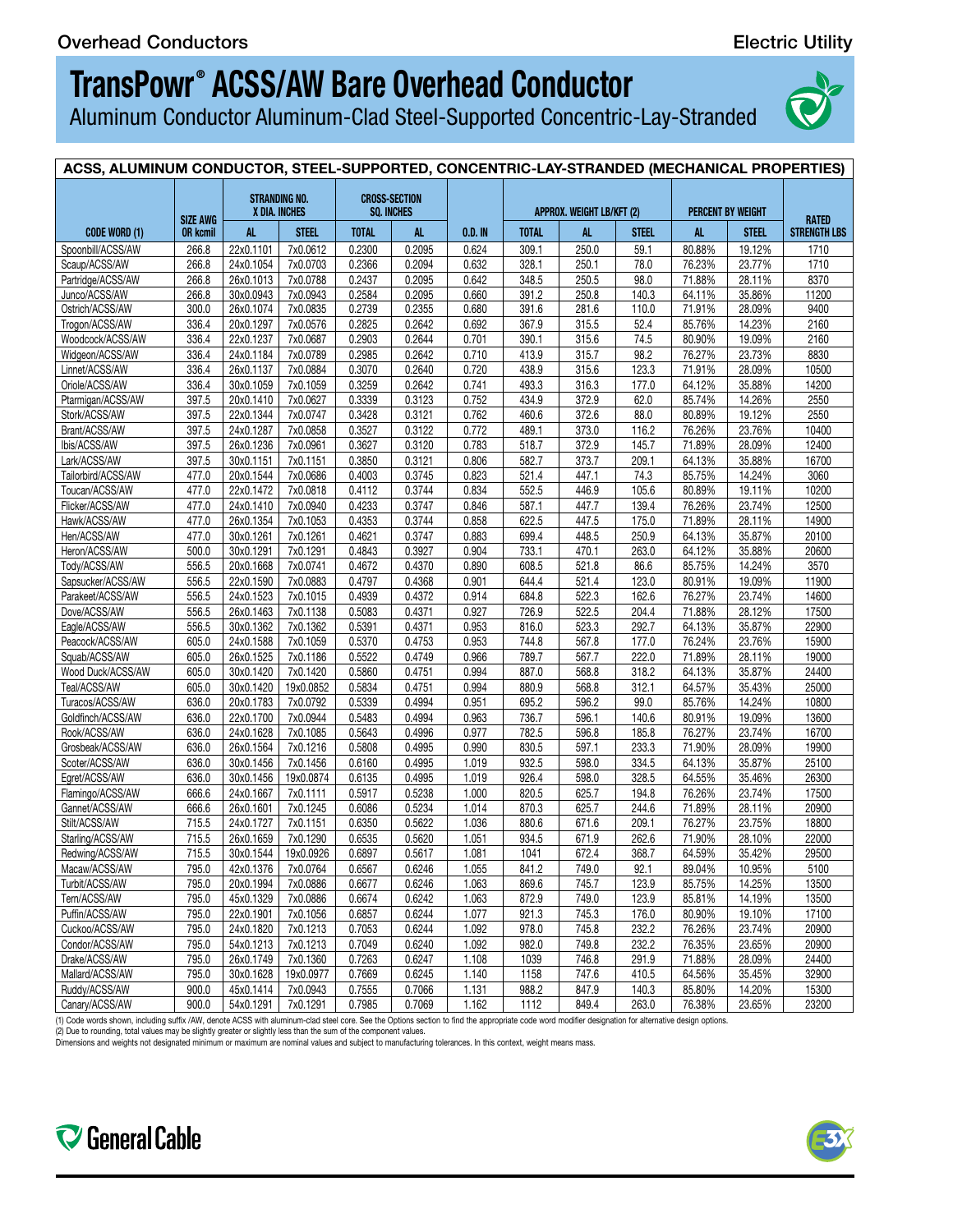# TransPowr® ACSS/AW Bare Overhead Conductor

Aluminum Conductor Aluminum-Clad Steel-Supported Concentric-Lay-Stranded

| ACSS, ALUMINUM CONDUCTOR, STEEL-SUPPORTED, CONCENTRIC-LAY-STRANDED (MECHANICAL PROPERTIES) | | | | | | | | | | | | |
|---|---|---|---|---|---|---|---|---|---|---|---|---|
| CODE WORD (1) | SIZE AWG OR kcmil | STRANDING NO. X DIA. INCHES | | CROSS-SECTION SQ. INCHES | | O.D. IN | APPROX. WEIGHT LB/KFT (2) | | | PERCENT BY WEIGHT | | RATED STRENGTH LBS |
| | | AL | STEEL | TOTAL | AL | | TOTAL | AL | STEEL | AL | STEEL | |
| Spoonbill/ACSS/AW | 266.8 | 22x0.1101 | 7x0.0612 | 0.2300 | 0.2095 | 0.624 | 309.1 | 250.0 | 59.1 | 80.88% | 19.12% | 1710 |
| Scaup/ACSS/AW | 266.8 | 24x0.1054 | 7x0.0703 | 0.2366 | 0.2094 | 0.632 | 328.1 | 250.1 | 78.0 | 76.23% | 23.77% | 1710 |
| Partridge/ACSS/AW | 266.8 | 26x0.1013 | 7x0.0788 | 0.2437 | 0.2095 | 0.642 | 348.5 | 250.5 | 98.0 | 71.88% | 28.11% | 8370 |
| Junco/ACSS/AW | 266.8 | 30x0.0943 | 7x0.0943 | 0.2584 | 0.2095 | 0.660 | 391.2 | 250.8 | 140.3 | 64.11% | 35.86% | 11200 |
| Ostrich/ACSS/AW | 300.0 | 26x0.1074 | 7x0.0835 | 0.2739 | 0.2355 | 0.680 | 391.6 | 281.6 | 110.0 | 71.91% | 28.09% | 9400 |
| Trogon/ACSS/AW | 336.4 | 20x0.1297 | 7x0.0576 | 0.2825 | 0.2642 | 0.692 | 367.9 | 315.5 | 52.4 | 85.76% | 14.23% | 2160 |
| Woodcock/ACSS/AW | 336.4 | 22x0.1237 | 7x0.0687 | 0.2903 | 0.2644 | 0.701 | 390.1 | 315.6 | 74.5 | 80.90% | 19.09% | 2160 |
| Widgeon/ACSS/AW | 336.4 | 24x0.1184 | 7x0.0789 | 0.2985 | 0.2642 | 0.710 | 413.9 | 315.7 | 98.2 | 76.27% | 23.73% | 8830 |
| Linnet/ACSS/AW | 336.4 | 26x0.1137 | 7x0.0884 | 0.3070 | 0.2640 | 0.720 | 438.9 | 315.6 | 123.3 | 71.91% | 28.09% | 10500 |
| Oriole/ACSS/AW | 336.4 | 30x0.1059 | 7x0.1059 | 0.3259 | 0.2642 | 0.741 | 493.3 | 316.3 | 177.0 | 64.12% | 35.88% | 14200 |
| Ptarmigan/ACSS/AW | 397.5 | 20x0.1410 | 7x0.0627 | 0.3339 | 0.3123 | 0.752 | 434.9 | 372.9 | 62.0 | 85.74% | 14.26% | 2550 |
| Stork/ACSS/AW | 397.5 | 22x0.1344 | 7x0.0747 | 0.3428 | 0.3121 | 0.762 | 460.6 | 372.6 | 88.0 | 80.89% | 19.12% | 2550 |
| Brant/ACSS/AW | 397.5 | 24x0.1287 | 7x0.0858 | 0.3527 | 0.3122 | 0.772 | 489.1 | 373.0 | 116.2 | 76.26% | 23.76% | 10400 |
| Ibis/ACSS/AW | 397.5 | 26x0.1236 | 7x0.0961 | 0.3627 | 0.3120 | 0.783 | 518.7 | 372.9 | 145.7 | 71.89% | 28.09% | 12400 |
| Lark/ACSS/AW | 397.5 | 30x0.1151 | 7x0.1151 | 0.3850 | 0.3121 | 0.806 | 582.7 | 373.7 | 209.1 | 64.13% | 35.88% | 16700 |
| Tailorbird/ACSS/AW | 477.0 | 20x0.1544 | 7x0.0686 | 0.4003 | 0.3745 | 0.823 | 521.4 | 447.1 | 74.3 | 85.75% | 14.24% | 3060 |
| Toucan/ACSS/AW | 477.0 | 22x0.1472 | 7x0.0818 | 0.4112 | 0.3744 | 0.834 | 552.5 | 446.9 | 105.6 | 80.89% | 19.11% | 10200 |
| Flicker/ACSS/AW | 477.0 | 24x0.1410 | 7x0.0940 | 0.4233 | 0.3747 | 0.846 | 587.1 | 447.7 | 139.4 | 76.26% | 23.74% | 12500 |
| Hawk/ACSS/AW | 477.0 | 26x0.1354 | 7x0.1053 | 0.4353 | 0.3744 | 0.858 | 622.5 | 447.5 | 175.0 | 71.89% | 28.11% | 14900 |
| Hen/ACSS/AW | 477.0 | 30x0.1261 | 7x0.1261 | 0.4621 | 0.3747 | 0.883 | 699.4 | 448.5 | 250.9 | 64.13% | 35.87% | 20100 |
| Heron/ACSS/AW | 500.0 | 30x0.1291 | 7x0.1291 | 0.4843 | 0.3927 | 0.904 | 733.1 | 470.1 | 263.0 | 64.12% | 35.88% | 20600 |
| Tody/ACSS/AW | 556.5 | 20x0.1668 | 7x0.0741 | 0.4672 | 0.4370 | 0.890 | 608.5 | 521.8 | 86.6 | 85.75% | 14.24% | 3570 |
| Sapsucker/ACSS/AW | 556.5 | 22x0.1590 | 7x0.0883 | 0.4797 | 0.4368 | 0.901 | 644.4 | 521.4 | 123.0 | 80.91% | 19.09% | 11900 |
| Parakeet/ACSS/AW | 556.5 | 24x0.1523 | 7x0.1015 | 0.4939 | 0.4372 | 0.914 | 684.8 | 522.3 | 162.6 | 76.27% | 23.74% | 14600 |
| Dove/ACSS/AW | 556.5 | 26x0.1463 | 7x0.1138 | 0.5083 | 0.4371 | 0.927 | 726.9 | 522.5 | 204.4 | 71.88% | 28.12% | 17500 |
| Eagle/ACSS/AW | 556.5 | 30x0.1362 | 7x0.1362 | 0.5391 | 0.4371 | 0.953 | 816.0 | 523.3 | 292.7 | 64.13% | 35.87% | 22900 |
| Peacock/ACSS/AW | 605.0 | 24x0.1588 | 7x0.1059 | 0.5370 | 0.4753 | 0.953 | 744.8 | 567.8 | 177.0 | 76.24% | 23.76% | 15900 |
| Squab/ACSS/AW | 605.0 | 26x0.1525 | 7x0.1186 | 0.5522 | 0.4749 | 0.966 | 789.7 | 567.7 | 222.0 | 71.89% | 28.11% | 19000 |
| Wood Duck/ACSS/AW | 605.0 | 30x0.1420 | 7x0.1420 | 0.5860 | 0.4751 | 0.994 | 887.0 | 568.8 | 318.2 | 64.13% | 35.87% | 24400 |
| Teal/ACSS/AW | 605.0 | 30x0.1420 | 19x0.0852 | 0.5834 | 0.4751 | 0.994 | 880.9 | 568.8 | 312.1 | 64.57% | 35.43% | 25000 |
| Turacos/ACSS/AW | 636.0 | 20x0.1783 | 7x0.0792 | 0.5339 | 0.4994 | 0.951 | 695.2 | 596.2 | 99.0 | 85.76% | 14.24% | 10800 |
| Goldfinch/ACSS/AW | 636.0 | 22x0.1700 | 7x0.0944 | 0.5483 | 0.4994 | 0.963 | 736.7 | 596.1 | 140.6 | 80.91% | 19.09% | 13600 |
| Rook/ACSS/AW | 636.0 | 24x0.1628 | 7x0.1085 | 0.5643 | 0.4996 | 0.977 | 782.5 | 596.8 | 185.8 | 76.27% | 23.74% | 16700 |
| Grosbeak/ACSS/AW | 636.0 | 26x0.1564 | 7x0.1216 | 0.5808 | 0.4995 | 0.990 | 830.5 | 597.1 | 233.3 | 71.90% | 28.09% | 19900 |
| Scoter/ACSS/AW | 636.0 | 30x0.1456 | 7x0.1456 | 0.6160 | 0.4995 | 1.019 | 932.5 | 598.0 | 334.5 | 64.13% | 35.87% | 25100 |
| Egret/ACSS/AW | 636.0 | 30x0.1456 | 19x0.0874 | 0.6135 | 0.4995 | 1.019 | 926.4 | 598.0 | 328.5 | 64.55% | 35.46% | 26300 |
| Flamingo/ACSS/AW | 666.6 | 24x0.1667 | 7x0.1111 | 0.5917 | 0.5238 | 1.000 | 820.5 | 625.7 | 194.8 | 76.26% | 23.74% | 17500 |
| Gannet/ACSS/AW | 666.6 | 26x0.1601 | 7x0.1245 | 0.6086 | 0.5234 | 1.014 | 870.3 | 625.7 | 244.6 | 71.89% | 28.11% | 20900 |
| Stilt/ACSS/AW | 715.5 | 24x0.1727 | 7x0.1151 | 0.6350 | 0.5622 | 1.036 | 880.6 | 671.6 | 209.1 | 76.27% | 23.75% | 18800 |
| Starling/ACSS/AW | 715.5 | 26x0.1659 | 7x0.1290 | 0.6535 | 0.5620 | 1.051 | 934.5 | 671.9 | 262.6 | 71.90% | 28.10% | 22000 |
| Redwing/ACSS/AW | 715.5 | 30x0.1544 | 19x0.0926 | 0.6897 | 0.5617 | 1.081 | 1041 | 672.4 | 368.7 | 64.59% | 35.42% | 29500 |
| Macaw/ACSS/AW | 795.0 | 42x0.1376 | 7x0.0764 | 0.6567 | 0.6246 | 1.055 | 841.2 | 749.0 | 92.1 | 89.04% | 10.95% | 5100 |
| Turbit/ACSS/AW | 795.0 | 20x0.1994 | 7x0.0886 | 0.6677 | 0.6246 | 1.063 | 869.6 | 745.7 | 123.9 | 85.75% | 14.25% | 13500 |
| Tern/ACSS/AW | 795.0 | 45x0.1329 | 7x0.0886 | 0.6674 | 0.6242 | 1.063 | 872.9 | 749.0 | 123.9 | 85.81% | 14.19% | 13500 |
| Puffin/ACSS/AW | 795.0 | 22x0.1901 | 7x0.1056 | 0.6857 | 0.6244 | 1.077 | 921.3 | 745.3 | 176.0 | 80.90% | 19.10% | 17100 |
| Cuckoo/ACSS/AW | 795.0 | 24x0.1820 | 7x0.1213 | 0.7053 | 0.6244 | 1.092 | 978.0 | 745.8 | 232.2 | 76.26% | 23.74% | 20900 |
| Condor/ACSS/AW | 795.0 | 54x0.1213 | 7x0.1213 | 0.7049 | 0.6240 | 1.092 | 982.0 | 749.8 | 232.2 | 76.35% | 23.65% | 20900 |
| Drake/ACSS/AW | 795.0 | 26x0.1749 | 7x0.1360 | 0.7263 | 0.6247 | 1.108 | 1039 | 746.8 | 291.9 | 71.88% | 28.09% | 24400 |
| Mallard/ACSS/AW | 795.0 | 30x0.1628 | 19x0.0977 | 0.7669 | 0.6245 | 1.140 | 1158 | 747.6 | 410.5 | 64.56% | 35.45% | 32900 |
| Ruddy/ACSS/AW | 900.0 | 45x0.1414 | 7x0.0943 | 0.7555 | 0.7066 | 1.131 | 988.2 | 847.9 | 140.3 | 85.80% | 14.20% | 15300 |
| Canary/ACSS/AW | 900.0 | 54x0.1291 | 7x0.1291 | 0.7985 | 0.7069 | 1.162 | 1112 | 849.4 | 263.0 | 76.38% | 23.65% | 23200 |

(1) Code words shown, including suffix /AW, denote ACSS with aluminum-clad steel core. See the Options section to find the appropriate code word modifier designation for alternative design options.
(2) Due to rounding, total values may be slightly greater or slightly less than the sum of the component values.
Dimensions and weights not designated minimum or maximum are nominal values and subject to manufacturing tolerances. In this context, weight means mass.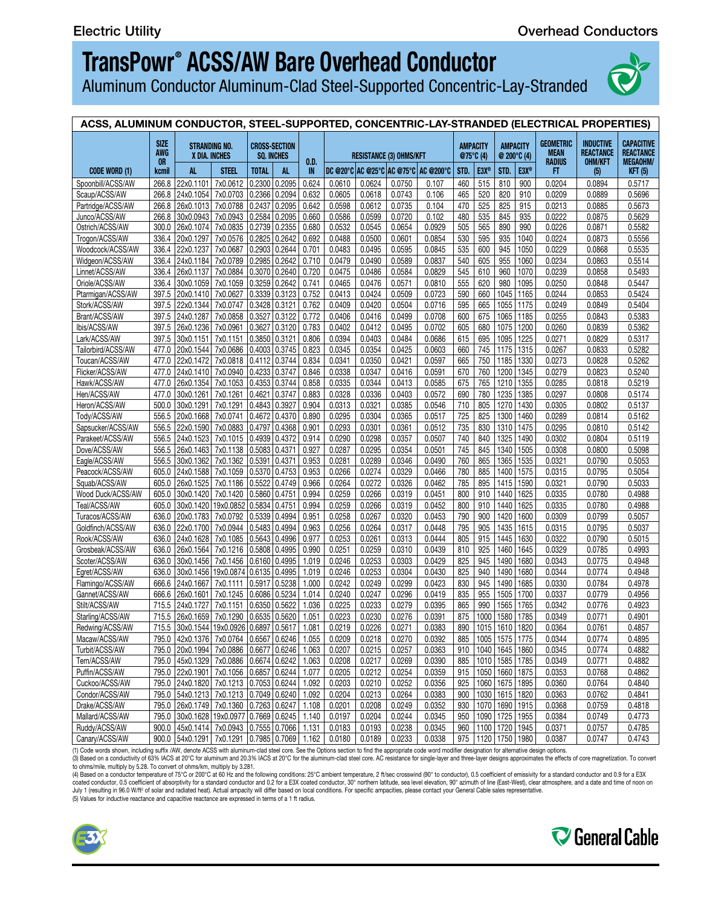# TransPowr® ACSS/AW Bare Overhead Conductor

Aluminum Conductor Aluminum-Clad Steel-Supported Concentric-Lay-Stranded

## ACSS, ALUMINUM CONDUCTOR, STEEL-SUPPORTED, CONCENTRIC-LAY-STRANDED (ELECTRICAL PROPERTIES)

| CODE WORD (1) | SIZE AWG OR kcmil | STRANDING NO. X DIA. INCHES | | CROSS-SECTION SQ. INCHES | | O.D. IN | RESISTANCE (3) OHMS/KFT | | | | AMPACITY @75°C (4) | | AMPACITY @ 200°C (4) | | GEOMETRIC MEAN RADIUS FT | INDUCTIVE REACTANCE OHM/KFT (5) | CAPACITIVE REACTANCE MEGAOHM/ KFT (5) |
|---|---|---|---|---|---|---|---|---|---|---|---|---|---|---|---|---|---|
| | | AL | STEEL | TOTAL | AL | | DC @20°C | AC @25°C | AC @75°C | AC @200°C | STD. | E3X® | STD. | E3X® | | | |
| Spoonbill/ACSS/AW | 266.8 | 22x0.1101 | 7x0.0612 | 0.2300 | 0.2095 | 0.624 | 0.0610 | 0.0624 | 0.0750 | 0.107 | 460 | 515 | 810 | 900 | 0.0204 | 0.0894 | 0.5717 |
| Scaup/ACSS/AW | 266.8 | 24x0.1054 | 7x0.0703 | 0.2366 | 0.2094 | 0.632 | 0.0605 | 0.0618 | 0.0743 | 0.106 | 465 | 520 | 820 | 910 | 0.0209 | 0.0889 | 0.5696 |
| Partridge/ACSS/AW | 266.8 | 26x0.1013 | 7x0.0788 | 0.2437 | 0.2095 | 0.642 | 0.0598 | 0.0612 | 0.0735 | 0.104 | 470 | 525 | 825 | 915 | 0.0213 | 0.0885 | 0.5673 |
| Junco/ACSS/AW | 266.8 | 30x0.0943 | 7x0.0943 | 0.2584 | 0.2095 | 0.660 | 0.0586 | 0.0599 | 0.0720 | 0.102 | 480 | 535 | 845 | 935 | 0.0222 | 0.0875 | 0.5629 |
| Ostrich/ACSS/AW | 300.0 | 26x0.1074 | 7x0.0835 | 0.2739 | 0.2355 | 0.680 | 0.0532 | 0.0545 | 0.0654 | 0.0929 | 505 | 565 | 890 | 990 | 0.0226 | 0.0871 | 0.5582 |
| Trogon/ACSS/AW | 336.4 | 20x0.1297 | 7x0.0576 | 0.2825 | 0.2642 | 0.692 | 0.0488 | 0.0500 | 0.0601 | 0.0854 | 530 | 595 | 935 | 1040 | 0.0224 | 0.0873 | 0.5556 |
| Woodcock/ACSS/AW | 336.4 | 22x0.1237 | 7x0.0687 | 0.2903 | 0.2644 | 0.701 | 0.0483 | 0.0495 | 0.0595 | 0.0845 | 535 | 600 | 945 | 1050 | 0.0229 | 0.0868 | 0.5535 |
| Widgeon/ACSS/AW | 336.4 | 24x0.1184 | 7x0.0789 | 0.2985 | 0.2642 | 0.710 | 0.0479 | 0.0490 | 0.0589 | 0.0837 | 540 | 605 | 955 | 1060 | 0.0234 | 0.0863 | 0.5514 |
| Linnet/ACSS/AW | 336.4 | 26x0.1137 | 7x0.0884 | 0.3070 | 0.2640 | 0.720 | 0.0475 | 0.0486 | 0.0584 | 0.0829 | 545 | 610 | 960 | 1070 | 0.0239 | 0.0858 | 0.5493 |
| Oriole/ACSS/AW | 336.4 | 30x0.1059 | 7x0.1059 | 0.3259 | 0.2642 | 0.741 | 0.0465 | 0.0476 | 0.0571 | 0.0810 | 555 | 620 | 980 | 1095 | 0.0250 | 0.0848 | 0.5447 |
| Ptarmigan/ACSS/AW | 397.5 | 20x0.1410 | 7x0.0627 | 0.3339 | 0.3123 | 0.752 | 0.0413 | 0.0424 | 0.0509 | 0.0723 | 590 | 660 | 1045 | 1165 | 0.0244 | 0.0853 | 0.5424 |
| Stork/ACSS/AW | 397.5 | 22x0.1344 | 7x0.0747 | 0.3428 | 0.3121 | 0.762 | 0.0409 | 0.0420 | 0.0504 | 0.0716 | 595 | 665 | 1055 | 1175 | 0.0249 | 0.0849 | 0.5404 |
| Brant/ACSS/AW | 397.5 | 24x0.1287 | 7x0.0858 | 0.3527 | 0.3122 | 0.772 | 0.0406 | 0.0416 | 0.0499 | 0.0708 | 600 | 675 | 1065 | 1185 | 0.0255 | 0.0843 | 0.5383 |
| Ibis/ACSS/AW | 397.5 | 26x0.1236 | 7x0.0961 | 0.3627 | 0.3120 | 0.783 | 0.0402 | 0.0412 | 0.0495 | 0.0702 | 605 | 680 | 1075 | 1200 | 0.0260 | 0.0839 | 0.5362 |
| Lark/ACSS/AW | 397.5 | 30x0.1151 | 7x0.1151 | 0.3850 | 0.3121 | 0.806 | 0.0394 | 0.0403 | 0.0484 | 0.0686 | 615 | 695 | 1095 | 1225 | 0.0271 | 0.0829 | 0.5317 |
| Tailorbird/ACSS/AW | 477.0 | 20x0.1544 | 7x0.0686 | 0.4003 | 0.3745 | 0.823 | 0.0345 | 0.0354 | 0.0425 | 0.0603 | 660 | 745 | 1175 | 1315 | 0.0267 | 0.0833 | 0.5282 |
| Toucan/ACSS/AW | 477.0 | 22x0.1472 | 7x0.0818 | 0.4112 | 0.3744 | 0.834 | 0.0341 | 0.0350 | 0.0421 | 0.0597 | 665 | 750 | 1185 | 1330 | 0.0273 | 0.0828 | 0.5262 |
| Flicker/ACSS/AW | 477.0 | 24x0.1410 | 7x0.0940 | 0.4233 | 0.3747 | 0.846 | 0.0338 | 0.0347 | 0.0416 | 0.0591 | 670 | 760 | 1200 | 1345 | 0.0279 | 0.0823 | 0.5240 |
| Hawk/ACSS/AW | 477.0 | 26x0.1354 | 7x0.1053 | 0.4353 | 0.3744 | 0.858 | 0.0335 | 0.0344 | 0.0413 | 0.0585 | 675 | 765 | 1210 | 1355 | 0.0285 | 0.0818 | 0.5219 |
| Hen/ACSS/AW | 477.0 | 30x0.1261 | 7x0.1261 | 0.4621 | 0.3747 | 0.883 | 0.0328 | 0.0336 | 0.0403 | 0.0572 | 690 | 780 | 1235 | 1385 | 0.0297 | 0.0808 | 0.5174 |
| Heron/ACSS/AW | 500.0 | 30x0.1291 | 7x0.1291 | 0.4843 | 0.3927 | 0.904 | 0.0313 | 0.0321 | 0.0385 | 0.0546 | 710 | 805 | 1270 | 1430 | 0.0305 | 0.0802 | 0.5137 |
| Tody/ACSS/AW | 556.5 | 20x0.1668 | 7x0.0741 | 0.4672 | 0.4370 | 0.890 | 0.0295 | 0.0304 | 0.0365 | 0.0517 | 725 | 825 | 1300 | 1460 | 0.0289 | 0.0814 | 0.5162 |
| Sapsucker/ACSS/AW | 556.5 | 22x0.1590 | 7x0.0883 | 0.4797 | 0.4368 | 0.901 | 0.0293 | 0.0301 | 0.0361 | 0.0512 | 735 | 830 | 1310 | 1475 | 0.0295 | 0.0810 | 0.5142 |
| Parakeet/ACSS/AW | 556.5 | 24x0.1523 | 7x0.1015 | 0.4939 | 0.4372 | 0.914 | 0.0290 | 0.0298 | 0.0357 | 0.0507 | 740 | 840 | 1325 | 1490 | 0.0302 | 0.0804 | 0.5119 |
| Dove/ACSS/AW | 556.5 | 26x0.1463 | 7x0.1138 | 0.5083 | 0.4371 | 0.927 | 0.0287 | 0.0295 | 0.0354 | 0.0501 | 745 | 845 | 1340 | 1505 | 0.0308 | 0.0800 | 0.5098 |
| Eagle/ACSS/AW | 556.5 | 30x0.1362 | 7x0.1362 | 0.5391 | 0.4371 | 0.953 | 0.0281 | 0.0289 | 0.0346 | 0.0490 | 760 | 865 | 1365 | 1535 | 0.0321 | 0.0790 | 0.5053 |
| Peacock/ACSS/AW | 605.0 | 24x0.1588 | 7x0.1059 | 0.5370 | 0.4753 | 0.953 | 0.0266 | 0.0274 | 0.0329 | 0.0466 | 780 | 885 | 1400 | 1575 | 0.0315 | 0.0795 | 0.5054 |
| Squab/ACSS/AW | 605.0 | 26x0.1525 | 7x0.1186 | 0.5522 | 0.4749 | 0.966 | 0.0264 | 0.0272 | 0.0326 | 0.0462 | 785 | 895 | 1415 | 1590 | 0.0321 | 0.0790 | 0.5033 |
| Wood Duck/ACSS/AW | 605.0 | 30x0.1420 | 7x0.1420 | 0.5860 | 0.4751 | 0.994 | 0.0259 | 0.0266 | 0.0319 | 0.0451 | 800 | 910 | 1440 | 1625 | 0.0335 | 0.0780 | 0.4988 |
| Teal/ACSS/AW | 605.0 | 30x0.1420 | 19x0.0852 | 0.5834 | 0.4751 | 0.994 | 0.0259 | 0.0266 | 0.0319 | 0.0452 | 800 | 910 | 1440 | 1625 | 0.0335 | 0.0780 | 0.4988 |
| Turacos/ACSS/AW | 636.0 | 20x0.1783 | 7x0.0792 | 0.5339 | 0.4994 | 0.951 | 0.0258 | 0.0267 | 0.0320 | 0.0453 | 790 | 900 | 1420 | 1600 | 0.0309 | 0.0799 | 0.5057 |
| Goldfinch/ACSS/AW | 636.0 | 22x0.1700 | 7x0.0944 | 0.5483 | 0.4994 | 0.963 | 0.0256 | 0.0264 | 0.0317 | 0.0448 | 795 | 905 | 1435 | 1615 | 0.0315 | 0.0795 | 0.5037 |
| Rook/ACSS/AW | 636.0 | 24x0.1628 | 7x0.1085 | 0.5643 | 0.4996 | 0.977 | 0.0253 | 0.0261 | 0.0313 | 0.0444 | 805 | 915 | 1445 | 1630 | 0.0322 | 0.0790 | 0.5015 |
| Grosbeak/ACSS/AW | 636.0 | 26x0.1564 | 7x0.1216 | 0.5808 | 0.4995 | 0.990 | 0.0251 | 0.0259 | 0.0310 | 0.0439 | 810 | 925 | 1460 | 1645 | 0.0329 | 0.0785 | 0.4993 |
| Scoter/ACSS/AW | 636.0 | 30x0.1456 | 7x0.1456 | 0.6160 | 0.4995 | 1.019 | 0.0246 | 0.0253 | 0.0303 | 0.0429 | 825 | 945 | 1490 | 1680 | 0.0343 | 0.0775 | 0.4948 |
| Egret/ACSS/AW | 636.0 | 30x0.1456 | 19x0.0874 | 0.6135 | 0.4995 | 1.019 | 0.0246 | 0.0253 | 0.0304 | 0.0430 | 825 | 940 | 1490 | 1680 | 0.0344 | 0.0774 | 0.4948 |
| Flamingo/ACSS/AW | 666.6 | 24x0.1667 | 7x0.1111 | 0.5917 | 0.5238 | 1.000 | 0.0242 | 0.0249 | 0.0299 | 0.0423 | 830 | 945 | 1490 | 1685 | 0.0330 | 0.0784 | 0.4978 |
| Gannet/ACSS/AW | 666.6 | 26x0.1601 | 7x0.1245 | 0.6086 | 0.5234 | 1.014 | 0.0240 | 0.0247 | 0.0296 | 0.0419 | 835 | 955 | 1505 | 1700 | 0.0337 | 0.0779 | 0.4956 |
| Stilt/ACSS/AW | 715.5 | 24x0.1727 | 7x0.1151 | 0.6350 | 0.5622 | 1.036 | 0.0225 | 0.0233 | 0.0279 | 0.0395 | 865 | 990 | 1565 | 1765 | 0.0342 | 0.0776 | 0.4923 |
| Starling/ACSS/AW | 715.5 | 26x0.1659 | 7x0.1290 | 0.6535 | 0.5620 | 1.051 | 0.0223 | 0.0230 | 0.0276 | 0.0391 | 875 | 1000 | 1580 | 1785 | 0.0349 | 0.0771 | 0.4901 |
| Redwing/ACSS/AW | 715.5 | 30x0.1544 | 19x0.0926 | 0.6897 | 0.5617 | 1.081 | 0.0219 | 0.0226 | 0.0271 | 0.0383 | 890 | 1015 | 1610 | 1820 | 0.0364 | 0.0761 | 0.4857 |
| Macaw/ACSS/AW | 795.0 | 42x0.1376 | 7x0.0764 | 0.6567 | 0.6246 | 1.055 | 0.0209 | 0.0218 | 0.0270 | 0.0392 | 885 | 1005 | 1575 | 1775 | 0.0344 | 0.0774 | 0.4895 |
| Turbit/ACSS/AW | 795.0 | 20x0.1994 | 7x0.0886 | 0.6677 | 0.6246 | 1.063 | 0.0207 | 0.0215 | 0.0257 | 0.0363 | 910 | 1040 | 1645 | 1860 | 0.0345 | 0.0774 | 0.4882 |
| Tern/ACSS/AW | 795.0 | 45x0.1329 | 7x0.0886 | 0.6674 | 0.6242 | 1.063 | 0.0208 | 0.0217 | 0.0269 | 0.0390 | 885 | 1010 | 1585 | 1785 | 0.0349 | 0.0771 | 0.4882 |
| Puffin/ACSS/AW | 795.0 | 22x0.1901 | 7x0.1056 | 0.6857 | 0.6244 | 1.077 | 0.0205 | 0.0212 | 0.0254 | 0.0359 | 915 | 1050 | 1660 | 1875 | 0.0353 | 0.0768 | 0.4862 |
| Cuckoo/ACSS/AW | 795.0 | 24x0.1820 | 7x0.1213 | 0.7053 | 0.6244 | 1.092 | 0.0203 | 0.0210 | 0.0252 | 0.0356 | 925 | 1060 | 1675 | 1895 | 0.0360 | 0.0764 | 0.4840 |
| Condor/ACSS/AW | 795.0 | 54x0.1213 | 7x0.1213 | 0.7049 | 0.6240 | 1.092 | 0.0204 | 0.0213 | 0.0264 | 0.0383 | 900 | 1030 | 1615 | 1820 | 0.0363 | 0.0762 | 0.4841 |
| Drake/ACSS/AW | 795.0 | 26x0.1749 | 7x0.1360 | 0.7263 | 0.6247 | 1.108 | 0.0201 | 0.0208 | 0.0249 | 0.0352 | 930 | 1070 | 1690 | 1915 | 0.0368 | 0.0759 | 0.4818 |
| Mallard/ACSS/AW | 795.0 | 30x0.1628 | 19x0.0977 | 0.7669 | 0.6245 | 1.140 | 0.0197 | 0.0204 | 0.0244 | 0.0345 | 950 | 1090 | 1725 | 1955 | 0.0384 | 0.0749 | 0.4773 |
| Ruddy/ACSS/AW | 900.0 | 45x0.1414 | 7x0.0943 | 0.7555 | 0.7066 | 1.131 | 0.0183 | 0.0193 | 0.0238 | 0.0345 | 960 | 1100 | 1720 | 1945 | 0.0371 | 0.0757 | 0.4785 |
| Canary/ACSS/AW | 900.0 | 54x0.1291 | 7x0.1291 | 0.7985 | 0.7069 | 1.162 | 0.0180 | 0.0189 | 0.0233 | 0.0338 | 975 | 1120 | 1750 | 1980 | 0.0387 | 0.0747 | 0.4743 |

(1) Code words shown, including suffix /AW, denote ACSS with aluminum-clad steel core. See the Options section to find the appropriate code word modifier designation for alternative design options.
(3) Based on a conductivity of 63% IACS at 20°C for aluminum and 20.3% IACS at 20°C for the aluminum-clad steel core. AC resistance for single-layer and three-layer designs approximates the effects of core magnetization. To convert to ohms/mile, multiply by 5.28. To convert of ohms/km, multiply by 3.281.
(4) Based on a conductor temperature of 75°C or 200°C at 60 Hz and the following conditions: 25°C ambient temperature, 2 ft/sec crosswind (90° to conductor), 0.5 coefficient of emissivity for a standard conductor and 0.9 for a E3X coated conductor, 0.5 coefficient of absorptivity for a standard conductor and 0.2 for a E3X coated conductor, 30° northern latitude, sea level elevation, 90° azimuth of line (East-West), clear atmosphere, and a date and time of noon on July 1 (resulting in 96.0 W/ft² of solar and radiated heat). Actual ampacity will differ based on local conditions. For specific ampacities, please contact your General Cable sales representative.
(5) Values for inductive reactance and capacitive reactance are expressed in terms of a 1 ft radius.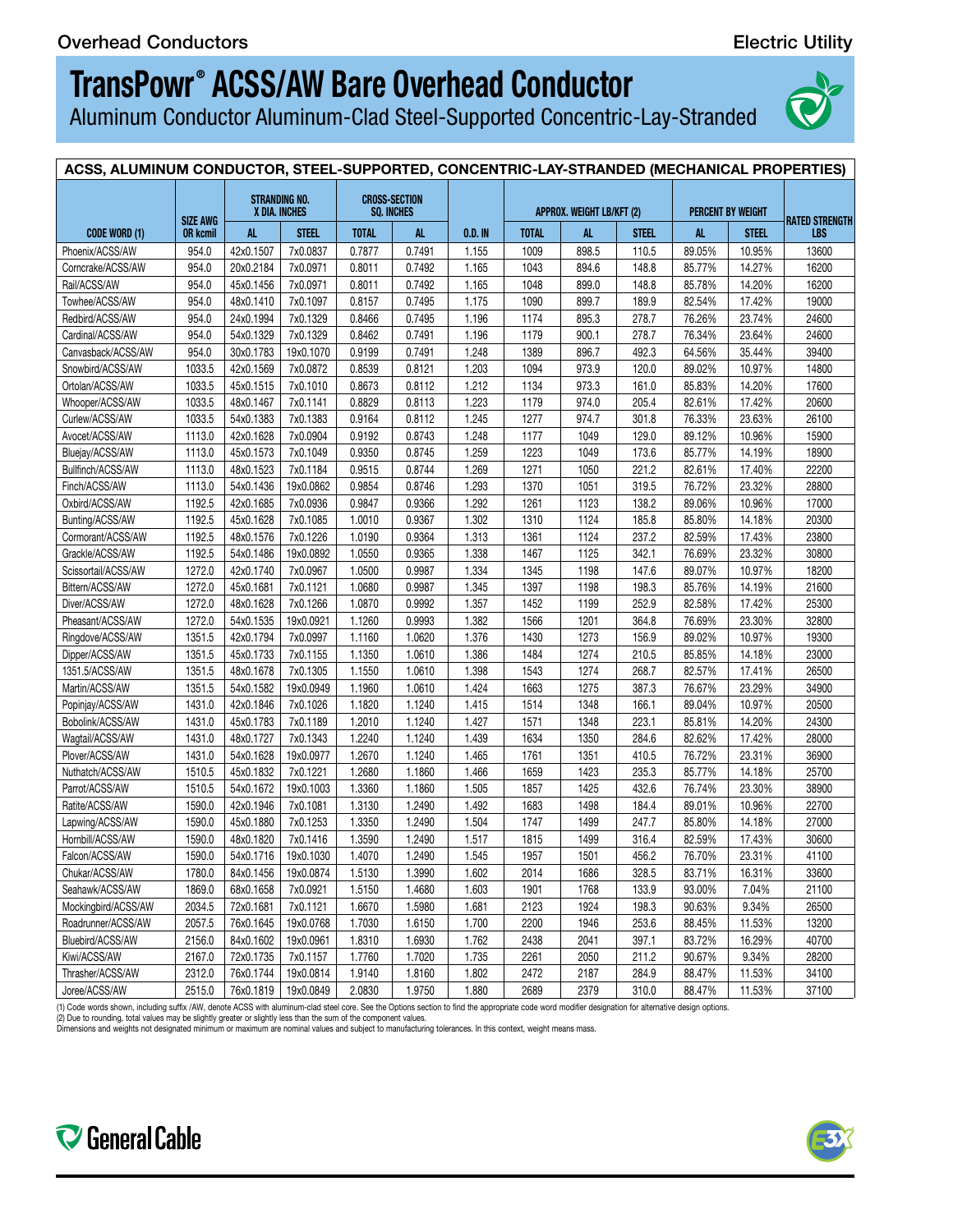# TransPowr® ACSS/AW Bare Overhead Conductor

Aluminum Conductor Aluminum-Clad Steel-Supported Concentric-Lay-Stranded

| ACSS, ALUMINUM CONDUCTOR, STEEL-SUPPORTED, CONCENTRIC-LAY-STRANDED (MECHANICAL PROPERTIES) | | | | | | | | | | | | |
|---|---|---|---|---|---|---|---|---|---|---|---|---|
| CODE WORD (1) | SIZE AWG OR kcmil | STRANDING NO. X DIA. INCHES | | CROSS-SECTION SQ. INCHES | | O.D. IN | APPROX. WEIGHT LB/KFT (2) | | | PERCENT BY WEIGHT | | RATED STRENGTH LBS |
| | | AL | STEEL | TOTAL | AL | | TOTAL | AL | STEEL | AL | STEEL | |
| Phoenix/ACSS/AW | 954.0 | 42x0.1507 | 7x0.0837 | 0.7877 | 0.7491 | 1.155 | 1009 | 898.5 | 110.5 | 89.05% | 10.95% | 13600 |
| Corncrake/ACSS/AW | 954.0 | 20x0.2184 | 7x0.0971 | 0.8011 | 0.7492 | 1.165 | 1043 | 894.6 | 148.8 | 85.77% | 14.27% | 16200 |
| Rail/ACSS/AW | 954.0 | 45x0.1456 | 7x0.0971 | 0.8011 | 0.7492 | 1.165 | 1048 | 899.0 | 148.8 | 85.78% | 14.20% | 16200 |
| Towhee/ACSS/AW | 954.0 | 48x0.1410 | 7x0.1097 | 0.8157 | 0.7495 | 1.175 | 1090 | 899.7 | 189.9 | 82.54% | 17.42% | 19000 |
| Redbird/ACSS/AW | 954.0 | 24x0.1994 | 7x0.1329 | 0.8466 | 0.7495 | 1.196 | 1174 | 895.3 | 278.7 | 76.26% | 23.74% | 24600 |
| Cardinal/ACSS/AW | 954.0 | 54x0.1329 | 7x0.1329 | 0.8462 | 0.7491 | 1.196 | 1179 | 900.1 | 278.7 | 76.34% | 23.64% | 24600 |
| Canvasback/ACSS/AW | 954.0 | 30x0.1783 | 19x0.1070 | 0.9199 | 0.7491 | 1.248 | 1389 | 896.7 | 492.3 | 64.56% | 35.44% | 39400 |
| Snowbird/ACSS/AW | 1033.5 | 42x0.1569 | 7x0.0872 | 0.8539 | 0.8121 | 1.203 | 1094 | 973.9 | 120.0 | 89.02% | 10.97% | 14800 |
| Ortolan/ACSS/AW | 1033.5 | 45x0.1515 | 7x0.1010 | 0.8673 | 0.8112 | 1.212 | 1134 | 973.3 | 161.0 | 85.83% | 14.20% | 17600 |
| Whooper/ACSS/AW | 1033.5 | 48x0.1467 | 7x0.1141 | 0.8829 | 0.8113 | 1.223 | 1179 | 974.0 | 205.4 | 82.61% | 17.42% | 20600 |
| Curlew/ACSS/AW | 1033.5 | 54x0.1383 | 7x0.1383 | 0.9164 | 0.8112 | 1.245 | 1277 | 974.7 | 301.8 | 76.33% | 23.63% | 26100 |
| Avocet/ACSS/AW | 1113.0 | 42x0.1628 | 7x0.0904 | 0.9192 | 0.8743 | 1.248 | 1177 | 1049 | 129.0 | 89.12% | 10.96% | 15900 |
| Bluejay/ACSS/AW | 1113.0 | 45x0.1573 | 7x0.1049 | 0.9350 | 0.8745 | 1.259 | 1223 | 1049 | 173.6 | 85.77% | 14.19% | 18900 |
| Bullfinch/ACSS/AW | 1113.0 | 48x0.1523 | 7x0.1184 | 0.9515 | 0.8744 | 1.269 | 1271 | 1050 | 221.2 | 82.61% | 17.40% | 22200 |
| Finch/ACSS/AW | 1113.0 | 54x0.1436 | 19x0.0862 | 0.9854 | 0.8746 | 1.293 | 1370 | 1051 | 319.5 | 76.72% | 23.32% | 28800 |
| Oxbird/ACSS/AW | 1192.5 | 42x0.1685 | 7x0.0936 | 0.9847 | 0.9366 | 1.292 | 1261 | 1123 | 138.2 | 89.06% | 10.96% | 17000 |
| Bunting/ACSS/AW | 1192.5 | 45x0.1628 | 7x0.1085 | 1.0010 | 0.9367 | 1.302 | 1310 | 1124 | 185.8 | 85.80% | 14.18% | 20300 |
| Cormorant/ACSS/AW | 1192.5 | 48x0.1576 | 7x0.1226 | 1.0190 | 0.9364 | 1.313 | 1361 | 1124 | 237.2 | 82.59% | 17.43% | 23800 |
| Grackle/ACSS/AW | 1192.5 | 54x0.1486 | 19x0.0892 | 1.0550 | 0.9365 | 1.338 | 1467 | 1125 | 342.1 | 76.69% | 23.32% | 30800 |
| Scissortail/ACSS/AW | 1272.0 | 42x0.1740 | 7x0.0967 | 1.0500 | 0.9987 | 1.334 | 1345 | 1198 | 147.6 | 89.07% | 10.97% | 18200 |
| Bittern/ACSS/AW | 1272.0 | 45x0.1681 | 7x0.1121 | 1.0680 | 0.9987 | 1.345 | 1397 | 1198 | 198.3 | 85.76% | 14.19% | 21600 |
| Diver/ACSS/AW | 1272.0 | 48x0.1628 | 7x0.1266 | 1.0870 | 0.9992 | 1.357 | 1452 | 1199 | 252.9 | 82.58% | 17.42% | 25300 |
| Pheasant/ACSS/AW | 1272.0 | 54x0.1535 | 19x0.0921 | 1.1260 | 0.9993 | 1.382 | 1566 | 1201 | 364.8 | 76.69% | 23.30% | 32800 |
| Ringdove/ACSS/AW | 1351.5 | 42x0.1794 | 7x0.0997 | 1.1160 | 1.0620 | 1.376 | 1430 | 1273 | 156.9 | 89.02% | 10.97% | 19300 |
| Dipper/ACSS/AW | 1351.5 | 45x0.1733 | 7x0.1155 | 1.1350 | 1.0610 | 1.386 | 1484 | 1274 | 210.5 | 85.85% | 14.18% | 23000 |
| 1351.5/ACSS/AW | 1351.5 | 48x0.1678 | 7x0.1305 | 1.1550 | 1.0610 | 1.398 | 1543 | 1274 | 268.7 | 82.57% | 17.41% | 26500 |
| Martin/ACSS/AW | 1351.5 | 54x0.1582 | 19x0.0949 | 1.1960 | 1.0610 | 1.424 | 1663 | 1275 | 387.3 | 76.67% | 23.29% | 34900 |
| Popinjay/ACSS/AW | 1431.0 | 42x0.1846 | 7x0.1026 | 1.1820 | 1.1240 | 1.415 | 1514 | 1348 | 166.1 | 89.04% | 10.97% | 20500 |
| Bobolink/ACSS/AW | 1431.0 | 45x0.1783 | 7x0.1189 | 1.2010 | 1.1240 | 1.427 | 1571 | 1348 | 223.1 | 85.81% | 14.20% | 24300 |
| Wagtail/ACSS/AW | 1431.0 | 48x0.1727 | 7x0.1343 | 1.2240 | 1.1240 | 1.439 | 1634 | 1350 | 284.6 | 82.62% | 17.42% | 28000 |
| Plover/ACSS/AW | 1431.0 | 54x0.1628 | 19x0.0977 | 1.2670 | 1.1240 | 1.465 | 1761 | 1351 | 410.5 | 76.72% | 23.31% | 36900 |
| Nuthatch/ACSS/AW | 1510.5 | 45x0.1832 | 7x0.1221 | 1.2680 | 1.1860 | 1.466 | 1659 | 1423 | 235.3 | 85.77% | 14.18% | 25700 |
| Parrot/ACSS/AW | 1510.5 | 54x0.1672 | 19x0.1003 | 1.3360 | 1.1860 | 1.505 | 1857 | 1425 | 432.6 | 76.74% | 23.30% | 38900 |
| Ratite/ACSS/AW | 1590.0 | 42x0.1946 | 7x0.1081 | 1.3130 | 1.2490 | 1.492 | 1683 | 1498 | 184.4 | 89.01% | 10.96% | 22700 |
| Lapwing/ACSS/AW | 1590.0 | 45x0.1880 | 7x0.1253 | 1.3350 | 1.2490 | 1.504 | 1747 | 1499 | 247.7 | 85.80% | 14.18% | 27000 |
| Hornbill/ACSS/AW | 1590.0 | 48x0.1820 | 7x0.1416 | 1.3590 | 1.2490 | 1.517 | 1815 | 1499 | 316.4 | 82.59% | 17.43% | 30600 |
| Falcon/ACSS/AW | 1590.0 | 54x0.1716 | 19x0.1030 | 1.4070 | 1.2490 | 1.545 | 1957 | 1501 | 456.2 | 76.70% | 23.31% | 41100 |
| Chukar/ACSS/AW | 1780.0 | 84x0.1456 | 19x0.0874 | 1.5130 | 1.3990 | 1.602 | 2014 | 1686 | 328.5 | 83.71% | 16.31% | 33600 |
| Seahawk/ACSS/AW | 1869.0 | 68x0.1658 | 7x0.0921 | 1.5150 | 1.4680 | 1.603 | 1901 | 1768 | 133.9 | 93.00% | 7.04% | 21100 |
| Mockingbird/ACSS/AW | 2034.5 | 72x0.1681 | 7x0.1121 | 1.6670 | 1.5980 | 1.681 | 2123 | 1924 | 198.3 | 90.63% | 9.34% | 26500 |
| Roadrunner/ACSS/AW | 2057.5 | 76x0.1645 | 19x0.0768 | 1.7030 | 1.6150 | 1.700 | 2200 | 1946 | 253.6 | 88.45% | 11.53% | 13200 |
| Bluebird/ACSS/AW | 2156.0 | 84x0.1602 | 19x0.0961 | 1.8310 | 1.6930 | 1.762 | 2438 | 2041 | 397.1 | 83.72% | 16.29% | 40700 |
| Kiwi/ACSS/AW | 2167.0 | 72x0.1735 | 7x0.1157 | 1.7760 | 1.7020 | 1.735 | 2261 | 2050 | 211.2 | 90.67% | 9.34% | 28200 |
| Thrasher/ACSS/AW | 2312.0 | 76x0.1744 | 19x0.0814 | 1.9140 | 1.8160 | 1.802 | 2472 | 2187 | 284.9 | 88.47% | 11.53% | 34100 |
| Joree/ACSS/AW | 2515.0 | 76x0.1819 | 19x0.0849 | 2.0830 | 1.9750 | 1.880 | 2689 | 2379 | 310.0 | 88.47% | 11.53% | 37100 |

(1) Code words shown, including suffix /AW, denote ACSS with aluminum-clad steel core. See the Options section to find the appropriate code word modifier designation for alternative design options.
(2) Due to rounding, total values may be slightly greater or slightly less than the sum of the component values.
Dimensions and weights not designated minimum or maximum are nominal values and subject to manufacturing tolerances. In this context, weight means mass.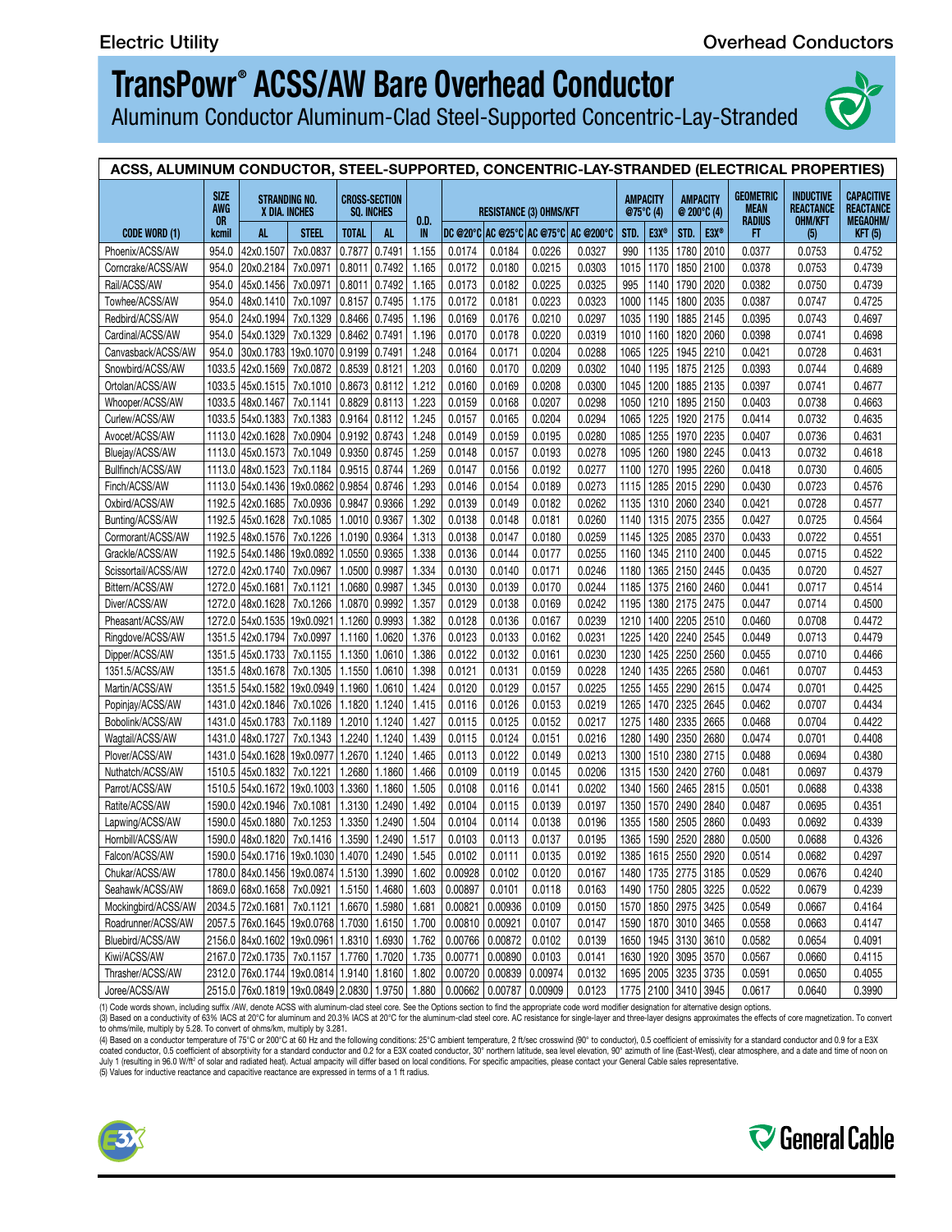Electric Utility

Overhead Conductors

# TransPowr® ACSS/AW Bare Overhead Conductor

Aluminum Conductor Aluminum-Clad Steel-Supported Concentric-Lay-Stranded

## ACSS, ALUMINUM CONDUCTOR, STEEL-SUPPORTED, CONCENTRIC-LAY-STRANDED (ELECTRICAL PROPERTIES)

| CODE WORD (1) | SIZE AWG OR kcmil | STRANDING NO. X DIA. INCHES | | CROSS-SECTION SQ. INCHES | | O.D. IN | RESISTANCE (3) OHMS/KFT | | | | AMPACITY @75°C (4) | | AMPACITY @ 200°C (4) | | GEOMETRIC MEAN RADIUS FT | INDUCTIVE REACTANCE OHM/KFT (5) | CAPACITIVE REACTANCE MEGAOHM/KFT (5) |
|---|---|---|---|---|---|---|---|---|---|---|---|---|---|---|---|---|---|
| | | AL | STEEL | TOTAL | AL | | DC @20°C | AC @25°C | AC @75°C | AC @200°C | STD. | E3X® | STD. | E3X® | | | |
| Phoenix/ACSS/AW | 954.0 | 42x0.1507 | 7x0.0837 | 0.7877 | 0.7491 | 1.155 | 0.0174 | 0.0184 | 0.0226 | 0.0327 | 990 | 1135 | 1780 | 2010 | 0.0377 | 0.0753 | 0.4752 |
| Corncrake/ACSS/AW | 954.0 | 20x0.2184 | 7x0.0971 | 0.8011 | 0.7492 | 1.165 | 0.0172 | 0.0180 | 0.0215 | 0.0303 | 1015 | 1170 | 1850 | 2100 | 0.0378 | 0.0753 | 0.4739 |
| Rail/ACSS/AW | 954.0 | 45x0.1456 | 7x0.0971 | 0.8011 | 0.7492 | 1.165 | 0.0173 | 0.0182 | 0.0225 | 0.0325 | 995 | 1140 | 1790 | 2020 | 0.0382 | 0.0750 | 0.4739 |
| Towhee/ACSS/AW | 954.0 | 48x0.1410 | 7x0.1097 | 0.8157 | 0.7495 | 1.175 | 0.0172 | 0.0181 | 0.0223 | 0.0323 | 1000 | 1145 | 1800 | 2035 | 0.0387 | 0.0747 | 0.4725 |
| Redbird/ACSS/AW | 954.0 | 24x0.1994 | 7x0.1329 | 0.8466 | 0.7495 | 1.196 | 0.0169 | 0.0176 | 0.0210 | 0.0297 | 1035 | 1190 | 1885 | 2145 | 0.0395 | 0.0743 | 0.4697 |
| Cardinal/ACSS/AW | 954.0 | 54x0.1329 | 7x0.1329 | 0.8462 | 0.7491 | 1.196 | 0.0170 | 0.0178 | 0.0220 | 0.0319 | 1010 | 1160 | 1820 | 2060 | 0.0398 | 0.0741 | 0.4698 |
| Canvasback/ACSS/AW | 954.0 | 30x0.1783 | 19x0.1070 | 0.9199 | 0.7491 | 1.248 | 0.0164 | 0.0171 | 0.0204 | 0.0288 | 1065 | 1225 | 1945 | 2210 | 0.0421 | 0.0728 | 0.4631 |
| Snowbird/ACSS/AW | 1033.5 | 42x0.1569 | 7x0.0872 | 0.8539 | 0.8121 | 1.203 | 0.0160 | 0.0170 | 0.0209 | 0.0302 | 1040 | 1195 | 1875 | 2125 | 0.0393 | 0.0744 | 0.4689 |
| Ortolan/ACSS/AW | 1033.5 | 45x0.1515 | 7x0.1010 | 0.8673 | 0.8112 | 1.212 | 0.0160 | 0.0169 | 0.0208 | 0.0300 | 1045 | 1200 | 1885 | 2135 | 0.0397 | 0.0741 | 0.4677 |
| Whooper/ACSS/AW | 1033.5 | 48x0.1467 | 7x0.1141 | 0.8829 | 0.8113 | 1.223 | 0.0159 | 0.0168 | 0.0207 | 0.0298 | 1050 | 1210 | 1895 | 2150 | 0.0403 | 0.0738 | 0.4663 |
| Curlew/ACSS/AW | 1033.5 | 54x0.1383 | 7x0.1383 | 0.9164 | 0.8112 | 1.245 | 0.0157 | 0.0165 | 0.0204 | 0.0294 | 1065 | 1225 | 1920 | 2175 | 0.0414 | 0.0732 | 0.4635 |
| Avocet/ACSS/AW | 1113.0 | 42x0.1628 | 7x0.0904 | 0.9192 | 0.8743 | 1.248 | 0.0149 | 0.0159 | 0.0195 | 0.0280 | 1085 | 1255 | 1970 | 2235 | 0.0407 | 0.0736 | 0.4631 |
| Bluejay/ACSS/AW | 1113.0 | 45x0.1573 | 7x0.1049 | 0.9350 | 0.8745 | 1.259 | 0.0148 | 0.0157 | 0.0193 | 0.0278 | 1095 | 1260 | 1980 | 2245 | 0.0413 | 0.0732 | 0.4618 |
| Bullfinch/ACSS/AW | 1113.0 | 48x0.1523 | 7x0.1184 | 0.9515 | 0.8744 | 1.269 | 0.0147 | 0.0156 | 0.0192 | 0.0277 | 1100 | 1270 | 1995 | 2260 | 0.0418 | 0.0730 | 0.4605 |
| Finch/ACSS/AW | 1113.0 | 54x0.1436 | 19x0.0862 | 0.9854 | 0.8746 | 1.293 | 0.0146 | 0.0154 | 0.0189 | 0.0273 | 1115 | 1285 | 2015 | 2290 | 0.0430 | 0.0723 | 0.4576 |
| Oxbird/ACSS/AW | 1192.5 | 42x0.1685 | 7x0.0936 | 0.9847 | 0.9366 | 1.292 | 0.0139 | 0.0149 | 0.0182 | 0.0262 | 1135 | 1310 | 2060 | 2340 | 0.0421 | 0.0728 | 0.4577 |
| Bunting/ACSS/AW | 1192.5 | 45x0.1628 | 7x0.1085 | 1.0010 | 0.9367 | 1.302 | 0.0138 | 0.0148 | 0.0181 | 0.0260 | 1140 | 1315 | 2075 | 2355 | 0.0427 | 0.0725 | 0.4564 |
| Cormorant/ACSS/AW | 1192.5 | 48x0.1576 | 7x0.1226 | 1.0190 | 0.9364 | 1.313 | 0.0138 | 0.0147 | 0.0180 | 0.0259 | 1145 | 1325 | 2085 | 2370 | 0.0433 | 0.0722 | 0.4551 |
| Grackle/ACSS/AW | 1192.5 | 54x0.1486 | 19x0.0892 | 1.0550 | 0.9365 | 1.338 | 0.0136 | 0.0144 | 0.0177 | 0.0255 | 1160 | 1345 | 2110 | 2400 | 0.0445 | 0.0715 | 0.4522 |
| Scissortail/ACSS/AW | 1272.0 | 42x0.1740 | 7x0.0967 | 1.0500 | 0.9987 | 1.334 | 0.0130 | 0.0140 | 0.0171 | 0.0246 | 1180 | 1365 | 2150 | 2445 | 0.0435 | 0.0720 | 0.4527 |
| Bittern/ACSS/AW | 1272.0 | 45x0.1681 | 7x0.1121 | 1.0680 | 0.9987 | 1.345 | 0.0130 | 0.0139 | 0.0170 | 0.0244 | 1185 | 1375 | 2160 | 2460 | 0.0441 | 0.0717 | 0.4514 |
| Diver/ACSS/AW | 1272.0 | 48x0.1628 | 7x0.1266 | 1.0870 | 0.9992 | 1.357 | 0.0129 | 0.0138 | 0.0169 | 0.0242 | 1195 | 1380 | 2175 | 2475 | 0.0447 | 0.0714 | 0.4500 |
| Pheasant/ACSS/AW | 1272.0 | 54x0.1535 | 19x0.0921 | 1.1260 | 0.9993 | 1.382 | 0.0128 | 0.0136 | 0.0167 | 0.0239 | 1210 | 1400 | 2205 | 2510 | 0.0460 | 0.0708 | 0.4472 |
| Ringdove/ACSS/AW | 1351.5 | 42x0.1794 | 7x0.0997 | 1.1160 | 1.0620 | 1.376 | 0.0123 | 0.0133 | 0.0162 | 0.0231 | 1225 | 1420 | 2240 | 2545 | 0.0449 | 0.0713 | 0.4479 |
| Dipper/ACSS/AW | 1351.5 | 45x0.1733 | 7x0.1155 | 1.1350 | 1.0610 | 1.386 | 0.0122 | 0.0132 | 0.0161 | 0.0230 | 1230 | 1425 | 2250 | 2560 | 0.0455 | 0.0710 | 0.4466 |
| 1351.5/ACSS/AW | 1351.5 | 48x0.1678 | 7x0.1305 | 1.1550 | 1.0610 | 1.398 | 0.0121 | 0.0131 | 0.0159 | 0.0228 | 1240 | 1435 | 2265 | 2580 | 0.0461 | 0.0707 | 0.4453 |
| Martin/ACSS/AW | 1351.5 | 54x0.1582 | 19x0.0949 | 1.1960 | 1.0610 | 1.424 | 0.0120 | 0.0129 | 0.0157 | 0.0225 | 1255 | 1455 | 2290 | 2615 | 0.0474 | 0.0701 | 0.4425 |
| Popinjay/ACSS/AW | 1431.0 | 42x0.1846 | 7x0.1026 | 1.1820 | 1.1240 | 1.415 | 0.0116 | 0.0126 | 0.0153 | 0.0219 | 1265 | 1470 | 2325 | 2645 | 0.0462 | 0.0707 | 0.4434 |
| Bobolink/ACSS/AW | 1431.0 | 45x0.1783 | 7x0.1189 | 1.2010 | 1.1240 | 1.427 | 0.0115 | 0.0125 | 0.0152 | 0.0217 | 1275 | 1480 | 2335 | 2665 | 0.0468 | 0.0704 | 0.4422 |
| Wagtail/ACSS/AW | 1431.0 | 48x0.1727 | 7x0.1343 | 1.2240 | 1.1240 | 1.439 | 0.0115 | 0.0124 | 0.0151 | 0.0216 | 1280 | 1490 | 2350 | 2680 | 0.0474 | 0.0701 | 0.4408 |
| Plover/ACSS/AW | 1431.0 | 54x0.1628 | 19x0.0977 | 1.2670 | 1.1240 | 1.465 | 0.0113 | 0.0122 | 0.0149 | 0.0213 | 1300 | 1510 | 2380 | 2715 | 0.0488 | 0.0694 | 0.4380 |
| Nuthatch/ACSS/AW | 1510.5 | 45x0.1832 | 7x0.1221 | 1.2680 | 1.1860 | 1.466 | 0.0109 | 0.0119 | 0.0145 | 0.0206 | 1315 | 1530 | 2420 | 2760 | 0.0481 | 0.0697 | 0.4379 |
| Parrot/ACSS/AW | 1510.5 | 54x0.1672 | 19x0.1003 | 1.3360 | 1.1860 | 1.505 | 0.0108 | 0.0116 | 0.0141 | 0.0202 | 1340 | 1560 | 2465 | 2815 | 0.0501 | 0.0688 | 0.4338 |
| Ratite/ACSS/AW | 1590.0 | 42x0.1946 | 7x0.1081 | 1.3130 | 1.2490 | 1.492 | 0.0104 | 0.0115 | 0.0139 | 0.0197 | 1350 | 1570 | 2490 | 2840 | 0.0487 | 0.0695 | 0.4351 |
| Lapwing/ACSS/AW | 1590.0 | 45x0.1880 | 7x0.1253 | 1.3350 | 1.2490 | 1.504 | 0.0104 | 0.0114 | 0.0138 | 0.0196 | 1355 | 1580 | 2505 | 2860 | 0.0493 | 0.0692 | 0.4339 |
| Hornbill/ACSS/AW | 1590.0 | 48x0.1820 | 7x0.1416 | 1.3590 | 1.2490 | 1.517 | 0.0103 | 0.0113 | 0.0137 | 0.0195 | 1365 | 1590 | 2520 | 2880 | 0.0500 | 0.0688 | 0.4326 |
| Falcon/ACSS/AW | 1590.0 | 54x0.1716 | 19x0.1030 | 1.4070 | 1.2490 | 1.545 | 0.0102 | 0.0111 | 0.0135 | 0.0192 | 1385 | 1615 | 2550 | 2920 | 0.0514 | 0.0682 | 0.4297 |
| Chukar/ACSS/AW | 1780.0 | 84x0.1456 | 19x0.0874 | 1.5130 | 1.3990 | 1.602 | 0.00928 | 0.0102 | 0.0120 | 0.0167 | 1480 | 1735 | 2775 | 3185 | 0.0529 | 0.0676 | 0.4240 |
| Seahawk/ACSS/AW | 1869.0 | 68x0.1658 | 7x0.0921 | 1.5150 | 1.4680 | 1.603 | 0.00897 | 0.0101 | 0.0118 | 0.0163 | 1490 | 1750 | 2805 | 3225 | 0.0522 | 0.0679 | 0.4239 |
| Mockingbird/ACSS/AW | 2034.5 | 72x0.1681 | 7x0.1121 | 1.6670 | 1.5980 | 1.681 | 0.00821 | 0.00936 | 0.0109 | 0.0150 | 1570 | 1850 | 2975 | 3425 | 0.0549 | 0.0667 | 0.4164 |
| Roadrunner/ACSS/AW | 2057.5 | 76x0.1645 | 19x0.0768 | 1.7030 | 1.6150 | 1.700 | 0.00810 | 0.00921 | 0.0107 | 0.0147 | 1590 | 1870 | 3010 | 3465 | 0.0558 | 0.0663 | 0.4147 |
| Bluebird/ACSS/AW | 2156.0 | 84x0.1602 | 19x0.0961 | 1.8310 | 1.6930 | 1.762 | 0.00766 | 0.00872 | 0.0102 | 0.0139 | 1650 | 1945 | 3130 | 3610 | 0.0582 | 0.0654 | 0.4091 |
| Kiwi/ACSS/AW | 2167.0 | 72x0.1735 | 7x0.1157 | 1.7760 | 1.7020 | 1.735 | 0.00771 | 0.00890 | 0.0103 | 0.0141 | 1630 | 1920 | 3095 | 3570 | 0.0567 | 0.0660 | 0.4115 |
| Thrasher/ACSS/AW | 2312.0 | 76x0.1744 | 19x0.0814 | 1.9140 | 1.8160 | 1.802 | 0.00720 | 0.00839 | 0.00974 | 0.0132 | 1695 | 2005 | 3235 | 3735 | 0.0591 | 0.0650 | 0.4055 |
| Joree/ACSS/AW | 2515.0 | 76x0.1819 | 19x0.0849 | 2.0830 | 1.9750 | 1.880 | 0.00662 | 0.00787 | 0.00909 | 0.0123 | 1775 | 2100 | 3410 | 3945 | 0.0617 | 0.0640 | 0.3990 |

(1) Code words shown, including suffix /AW, denote ACSS with aluminum-clad steel core. See the Options section to find the appropriate code word modifier designation for alternative design options.
(3) Based on a conductivity of 63% IACS at 20°C for aluminum and 20.3% IACS at 20°C for the aluminum-clad steel core. AC resistance for single-layer and three-layer designs approximates the effects of core magnetization. To convert to ohms/mile, multiply by 5.28. To convert of ohms/km, multiply by 3.281.
(4) Based on a conductor temperature of 75°C or 200°C at 60 Hz and the following conditions: 25°C ambient temperature, 2 ft/sec crosswind (90° to conductor), 0.5 coefficient of emissivity for a standard conductor and 0.9 for a E3X coated conductor, 0.5 coefficient of absorptivity for a standard conductor and 0.2 for a E3X coated conductor, 30° northern latitude, sea level elevation, 90° azimuth of line (East-West), clear atmosphere, and a date and time of noon on July 1 (resulting in 96.0 W/ft² of solar and radiated heat). Actual ampacity will differ based on local conditions. For specific ampacities, please contact your General Cable sales representative.
(5) Values for inductive reactance and capacitive reactance are expressed in terms of a 1 ft radius.

General Cable